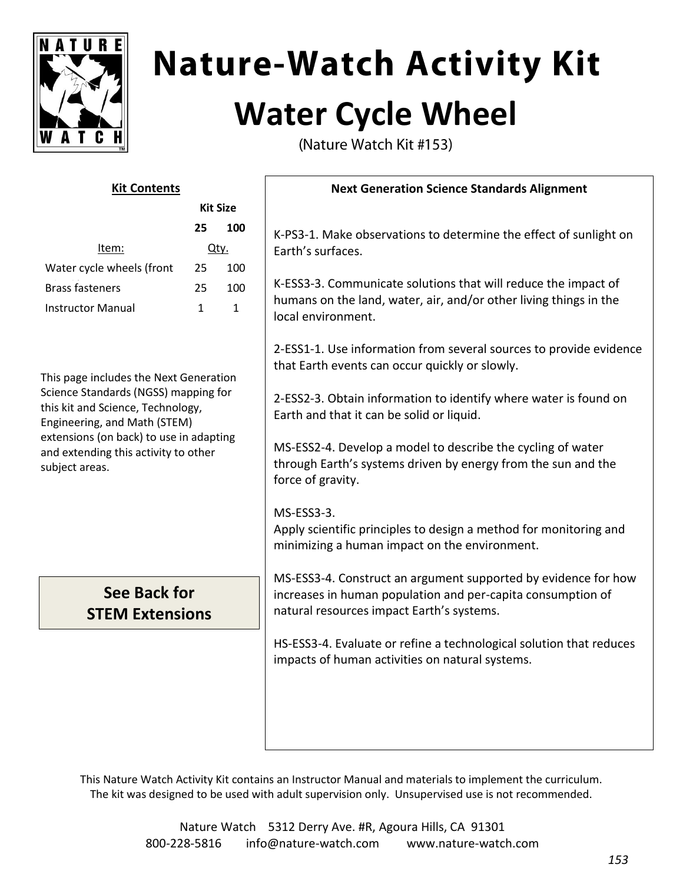# Nature-Watch Activity Kit

## Water Cycle Wheel

(Nature Watch Kit #153)

**Kit Contents**

| Item: | Kit Size 25 | Kit Size 100 |
|---|---|---|
| | Qty. | |
| Water cycle wheels (front | 25 | 100 |
| Brass fasteners | 25 | 100 |
| Instructor Manual | 1 | 1 |

This page includes the Next Generation Science Standards (NGSS) mapping for this kit and Science, Technology, Engineering, and Math (STEM) extensions (on back) to use in adapting and extending this activity to other subject areas.

**See Back for STEM Extensions**

**Next Generation Science Standards Alignment**

K-PS3-1. Make observations to determine the effect of sunlight on Earth's surfaces.

K-ESS3-3. Communicate solutions that will reduce the impact of humans on the land, water, air, and/or other living things in the local environment.

2-ESS1-1. Use information from several sources to provide evidence that Earth events can occur quickly or slowly.

2-ESS2-3. Obtain information to identify where water is found on Earth and that it can be solid or liquid.

MS-ESS2-4. Develop a model to describe the cycling of water through Earth's systems driven by energy from the sun and the force of gravity.

MS-ESS3-3.
Apply scientific principles to design a method for monitoring and minimizing a human impact on the environment.

MS-ESS3-4. Construct an argument supported by evidence for how increases in human population and per-capita consumption of natural resources impact Earth's systems.

HS-ESS3-4. Evaluate or refine a technological solution that reduces impacts of human activities on natural systems.

This Nature Watch Activity Kit contains an Instructor Manual and materials to implement the curriculum. The kit was designed to be used with adult supervision only. Unsupervised use is not recommended.

Nature Watch 5312 Derry Ave. #R, Agoura Hills, CA 91301
800-228-5816 info@nature-watch.com www.nature-watch.com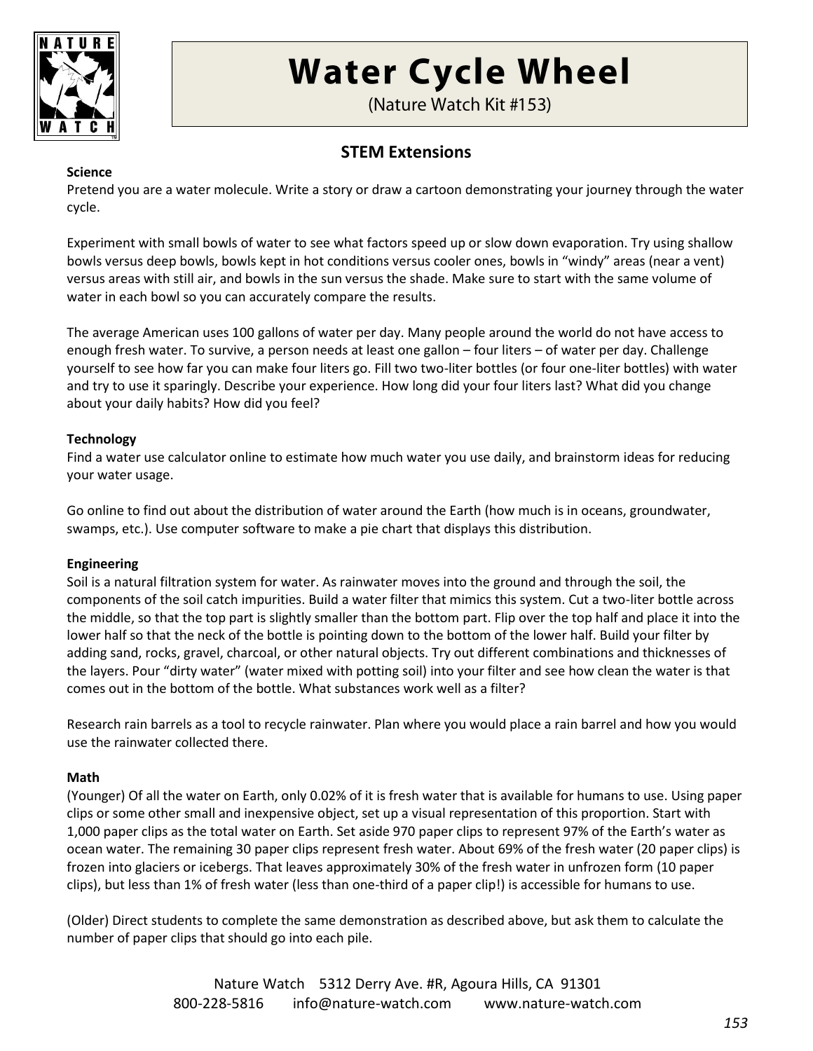# Water Cycle Wheel

(Nature Watch Kit #153)

## STEM Extensions

**Science**

Pretend you are a water molecule. Write a story or draw a cartoon demonstrating your journey through the water cycle.

Experiment with small bowls of water to see what factors speed up or slow down evaporation. Try using shallow bowls versus deep bowls, bowls kept in hot conditions versus cooler ones, bowls in "windy" areas (near a vent) versus areas with still air, and bowls in the sun versus the shade. Make sure to start with the same volume of water in each bowl so you can accurately compare the results.

The average American uses 100 gallons of water per day. Many people around the world do not have access to enough fresh water. To survive, a person needs at least one gallon – four liters – of water per day. Challenge yourself to see how far you can make four liters go. Fill two two-liter bottles (or four one-liter bottles) with water and try to use it sparingly. Describe your experience. How long did your four liters last? What did you change about your daily habits? How did you feel?

**Technology**

Find a water use calculator online to estimate how much water you use daily, and brainstorm ideas for reducing your water usage.

Go online to find out about the distribution of water around the Earth (how much is in oceans, groundwater, swamps, etc.). Use computer software to make a pie chart that displays this distribution.

**Engineering**

Soil is a natural filtration system for water. As rainwater moves into the ground and through the soil, the components of the soil catch impurities. Build a water filter that mimics this system. Cut a two-liter bottle across the middle, so that the top part is slightly smaller than the bottom part. Flip over the top half and place it into the lower half so that the neck of the bottle is pointing down to the bottom of the lower half. Build your filter by adding sand, rocks, gravel, charcoal, or other natural objects. Try out different combinations and thicknesses of the layers. Pour "dirty water" (water mixed with potting soil) into your filter and see how clean the water is that comes out in the bottom of the bottle. What substances work well as a filter?

Research rain barrels as a tool to recycle rainwater. Plan where you would place a rain barrel and how you would use the rainwater collected there.

**Math**

(Younger) Of all the water on Earth, only 0.02% of it is fresh water that is available for humans to use. Using paper clips or some other small and inexpensive object, set up a visual representation of this proportion. Start with 1,000 paper clips as the total water on Earth. Set aside 970 paper clips to represent 97% of the Earth's water as ocean water. The remaining 30 paper clips represent fresh water. About 69% of the fresh water (20 paper clips) is frozen into glaciers or icebergs. That leaves approximately 30% of the fresh water in unfrozen form (10 paper clips), but less than 1% of fresh water (less than one-third of a paper clip!) is accessible for humans to use.

(Older) Direct students to complete the same demonstration as described above, but ask them to calculate the number of paper clips that should go into each pile.

Nature Watch 5312 Derry Ave. #R, Agoura Hills, CA 91301
800-228-5816 info@nature-watch.com www.nature-watch.com